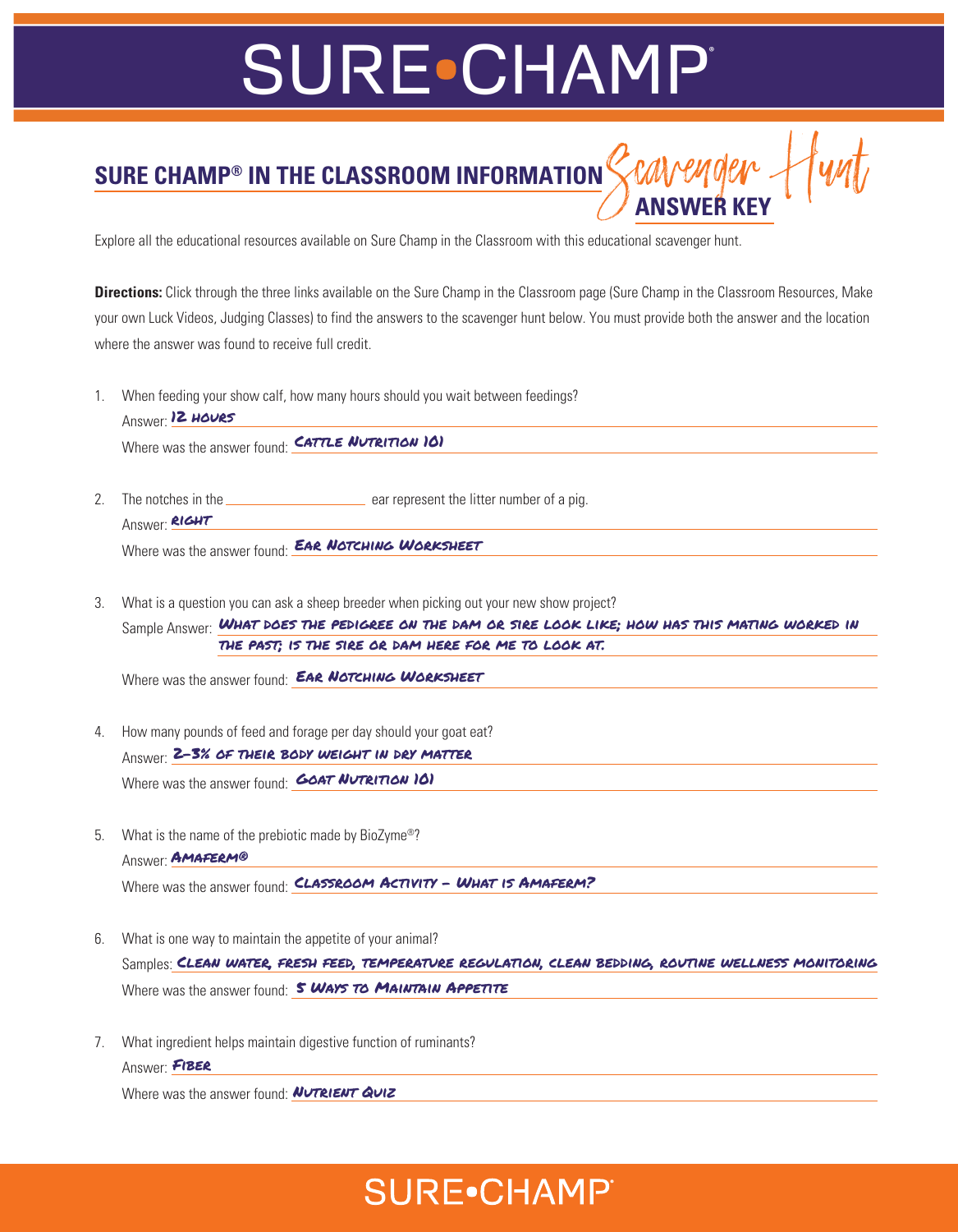# SURE•CHAMP®

## SURE CHAMP® IN THE CLASSROOM INFORMATION Scavenger Hunt ANSWER KEY

Explore all the educational resources available on Sure Champ in the Classroom with this educational scavenger hunt.

**Directions:** Click through the three links available on the Sure Champ in the Classroom page (Sure Champ in the Classroom Resources, Make your own Luck Videos, Judging Classes) to find the answers to the scavenger hunt below. You must provide both the answer and the location where the answer was found to receive full credit.

1. When feeding your show calf, how many hours should you wait between feedings?
   Answer: 12 hours
   Where was the answer found: Cattle Nutrition 101

2. The notches in the ______________ ear represent the litter number of a pig.
   Answer: Right
   Where was the answer found: Ear Notching Worksheet

3. What is a question you can ask a sheep breeder when picking out your new show project?
   Sample Answer: What does the pedigree on the dam or sire look like; how has this mating worked in the past; is the sire or dam here for me to look at.
   Where was the answer found: Ear Notching Worksheet

4. How many pounds of feed and forage per day should your goat eat?
   Answer: 2-3% of their body weight in dry matter
   Where was the answer found: Goat Nutrition 101

5. What is the name of the prebiotic made by BioZyme®?
   Answer: Amaferm®
   Where was the answer found: Classroom Activity - What is Amaferm?

6. What is one way to maintain the appetite of your animal?
   Samples: Clean water, fresh feed, temperature regulation, clean bedding, routine wellness monitoring
   Where was the answer found: 5 Ways to Maintain Appetite

7. What ingredient helps maintain digestive function of ruminants?
   Answer: Fiber
   Where was the answer found: Nutrient Quiz

SURE•CHAMP®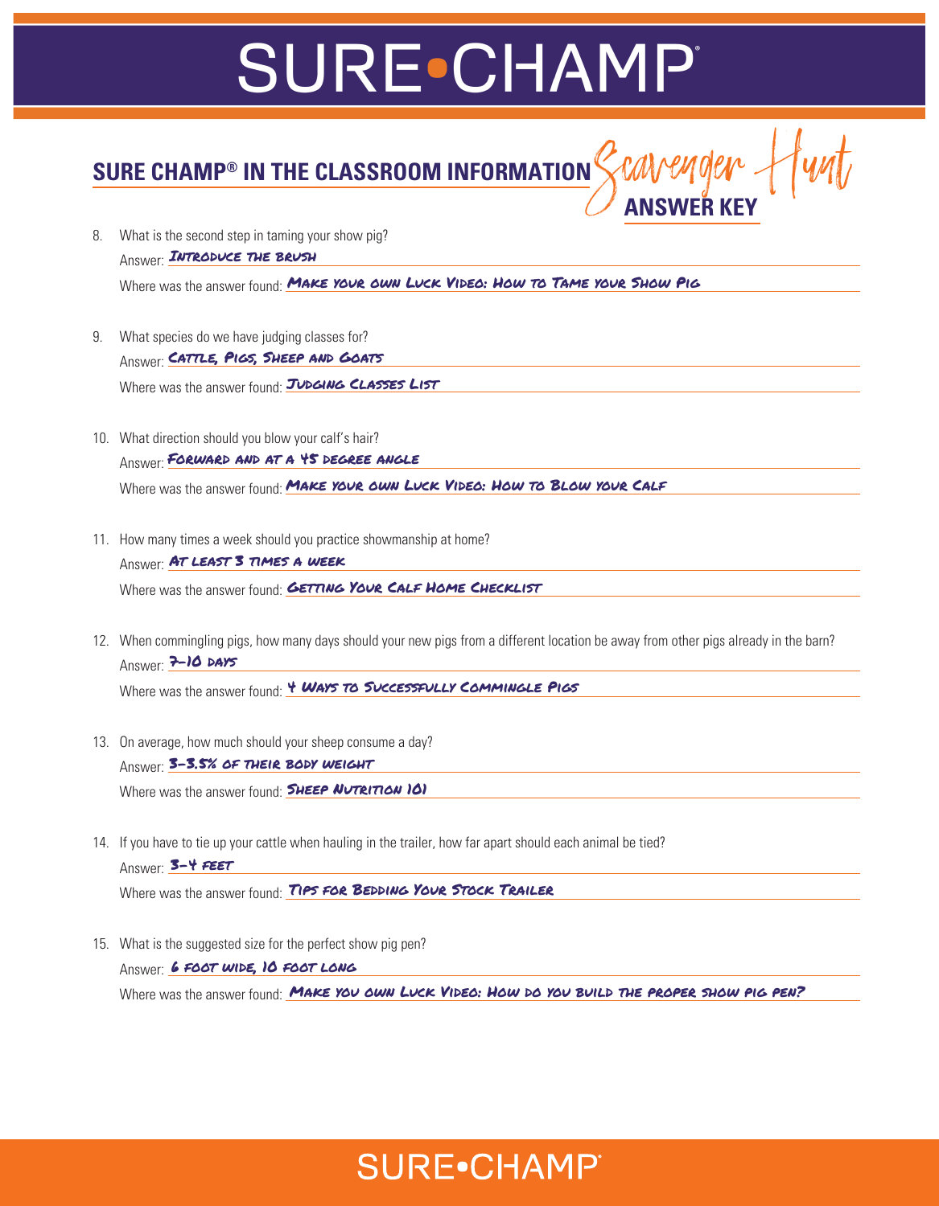# SURE•CHAMP

## SURE CHAMP® IN THE CLASSROOM INFORMATION Scavenger Hunt

**ANSWER KEY**

8. What is the second step in taming your show pig?
   Answer: Introduce the brush
   Where was the answer found: Make your own Luck Video: How to Tame your Show Pig

9. What species do we have judging classes for?
   Answer: Cattle, Pigs, Sheep and Goats
   Where was the answer found: Judging Classes List

10. What direction should you blow your calf's hair?
    Answer: Forward and at a 45 degree angle
    Where was the answer found: Make your own Luck Video: How to Blow your Calf

11. How many times a week should you practice showmanship at home?
    Answer: At least 3 times a week
    Where was the answer found: Getting Your Calf Home Checklist

12. When commingling pigs, how many days should your new pigs from a different location be away from other pigs already in the barn?
    Answer: 7-10 days
    Where was the answer found: 4 Ways to Successfully Commingle Pigs

13. On average, how much should your sheep consume a day?
    Answer: 3-3.5% of their body weight
    Where was the answer found: Sheep Nutrition 101

14. If you have to tie up your cattle when hauling in the trailer, how far apart should each animal be tied?
    Answer: 3-4 feet
    Where was the answer found: Tips for Bedding Your Stock Trailer

15. What is the suggested size for the perfect show pig pen?
    Answer: 6 foot wide, 10 foot long
    Where was the answer found: Make you own Luck Video: How do you build the proper show pig pen?